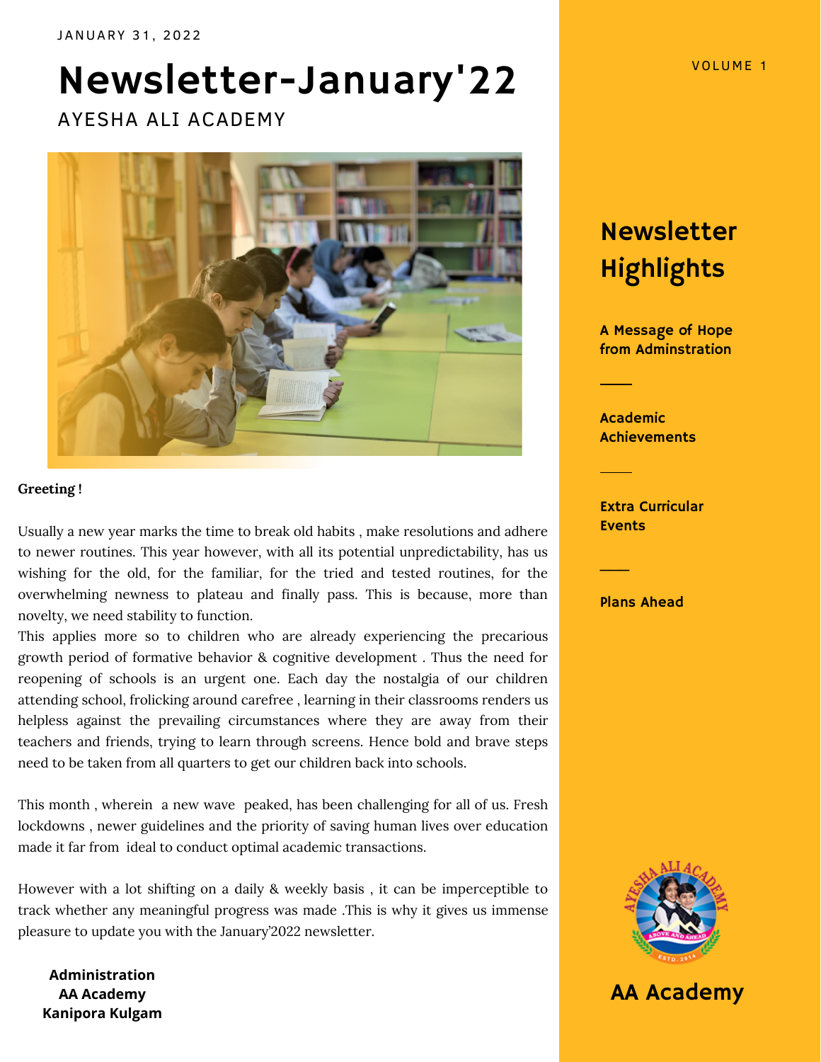JANUARY 31, 2022

VOLUME 1

# Newsletter-January'22

AYESHA ALI ACADEMY

**Greeting !**

Usually a new year marks the time to break old habits , make resolutions and adhere to newer routines. This year however, with all its potential unpredictability, has us wishing for the old, for the familiar, for the tried and tested routines, for the overwhelming newness to plateau and finally pass. This is because, more than novelty, we need stability to function.
This applies more so to children who are already experiencing the precarious growth period of formative behavior & cognitive development . Thus the need for reopening of schools is an urgent one. Each day the nostalgia of our children attending school, frolicking around carefree , learning in their classrooms renders us helpless against the prevailing circumstances where they are away from their teachers and friends, trying to learn through screens. Hence bold and brave steps need to be taken from all quarters to get our children back into schools.

This month , wherein a new wave peaked, has been challenging for all of us. Fresh lockdowns , newer guidelines and the priority of saving human lives over education made it far from ideal to conduct optimal academic transactions.

However with a lot shifting on a daily & weekly basis , it can be imperceptible to track whether any meaningful progress was made .This is why it gives us immense pleasure to update you with the January'2022 newsletter.

**Administration**
**AA Academy**
**Kanipora Kulgam**

## Newsletter Highlights

**A Message of Hope from Adminstration**

**Academic Achievements**

**Extra Curricular Events**

**Plans Ahead**

**AA Academy**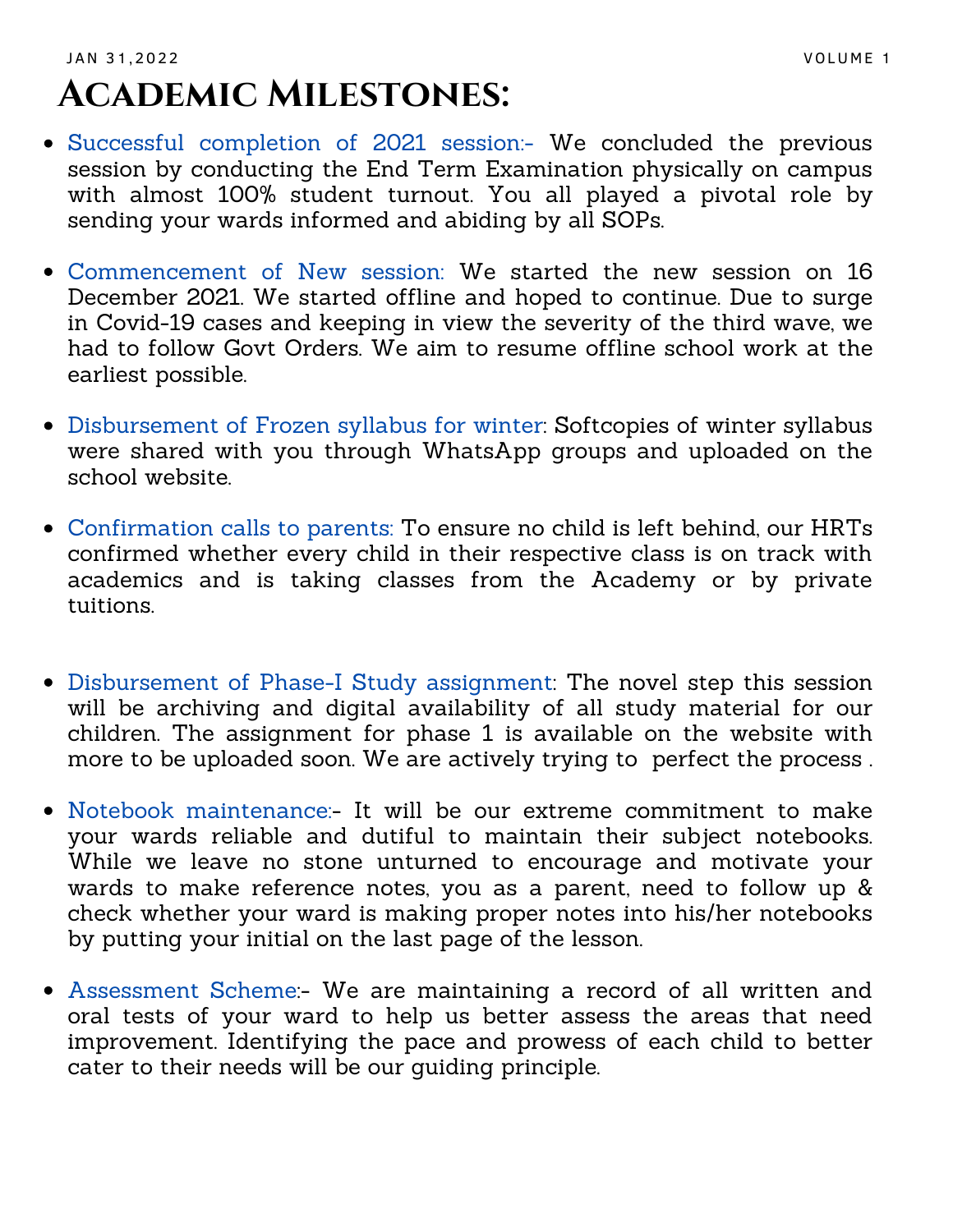# Academic Milestones:

- Successful completion of 2021 session:- We concluded the previous session by conducting the End Term Examination physically on campus with almost 100% student turnout. You all played a pivotal role by sending your wards informed and abiding by all SOPs.

- Commencement of New session: We started the new session on 16 December 2021. We started offline and hoped to continue. Due to surge in Covid-19 cases and keeping in view the severity of the third wave, we had to follow Govt Orders. We aim to resume offline school work at the earliest possible.

- Disbursement of Frozen syllabus for winter: Softcopies of winter syllabus were shared with you through WhatsApp groups and uploaded on the school website.

- Confirmation calls to parents: To ensure no child is left behind, our HRTs confirmed whether every child in their respective class is on track with academics and is taking classes from the Academy or by private tuitions.

- Disbursement of Phase-I Study assignment: The novel step this session will be archiving and digital availability of all study material for our children. The assignment for phase 1 is available on the website with more to be uploaded soon. We are actively trying to perfect the process .

- Notebook maintenance:- It will be our extreme commitment to make your wards reliable and dutiful to maintain their subject notebooks. While we leave no stone unturned to encourage and motivate your wards to make reference notes, you as a parent, need to follow up & check whether your ward is making proper notes into his/her notebooks by putting your initial on the last page of the lesson.

- Assessment Scheme:- We are maintaining a record of all written and oral tests of your ward to help us better assess the areas that need improvement. Identifying the pace and prowess of each child to better cater to their needs will be our guiding principle.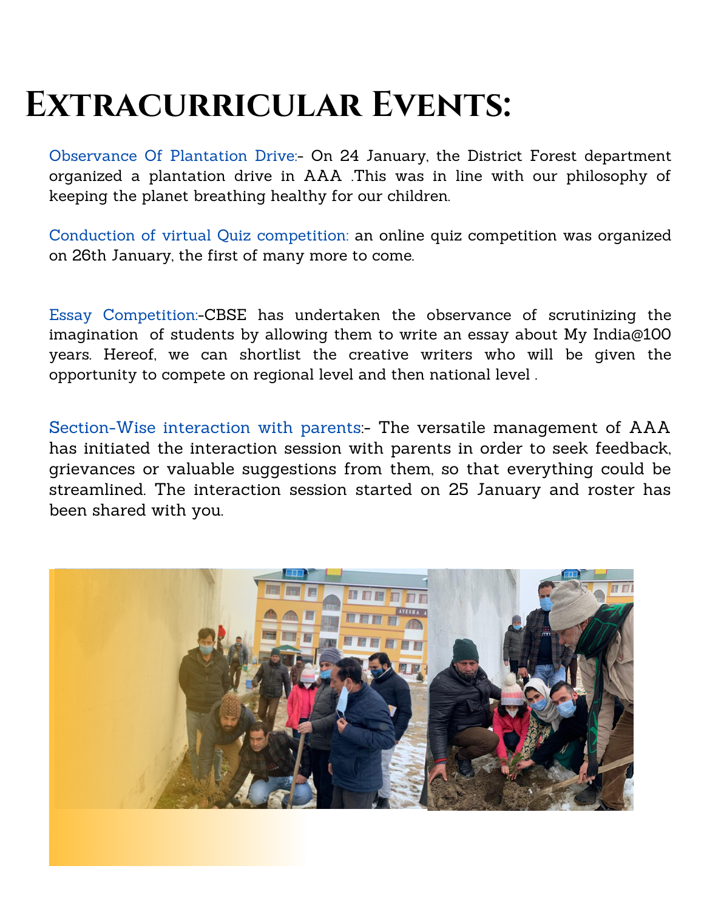# Extracurricular Events:

Observance Of Plantation Drive:- On 24 January, the District Forest department organized a plantation drive in AAA .This was in line with our philosophy of keeping the planet breathing healthy for our children.

Conduction of virtual Quiz competition: an online quiz competition was organized on 26th January, the first of many more to come.

Essay Competition:-CBSE has undertaken the observance of scrutinizing the imagination of students by allowing them to write an essay about My India@100 years. Hereof, we can shortlist the creative writers who will be given the opportunity to compete on regional level and then national level .

Section-Wise interaction with parents:- The versatile management of AAA has initiated the interaction session with parents in order to seek feedback, grievances or valuable suggestions from them, so that everything could be streamlined. The interaction session started on 25 January and roster has been shared with you.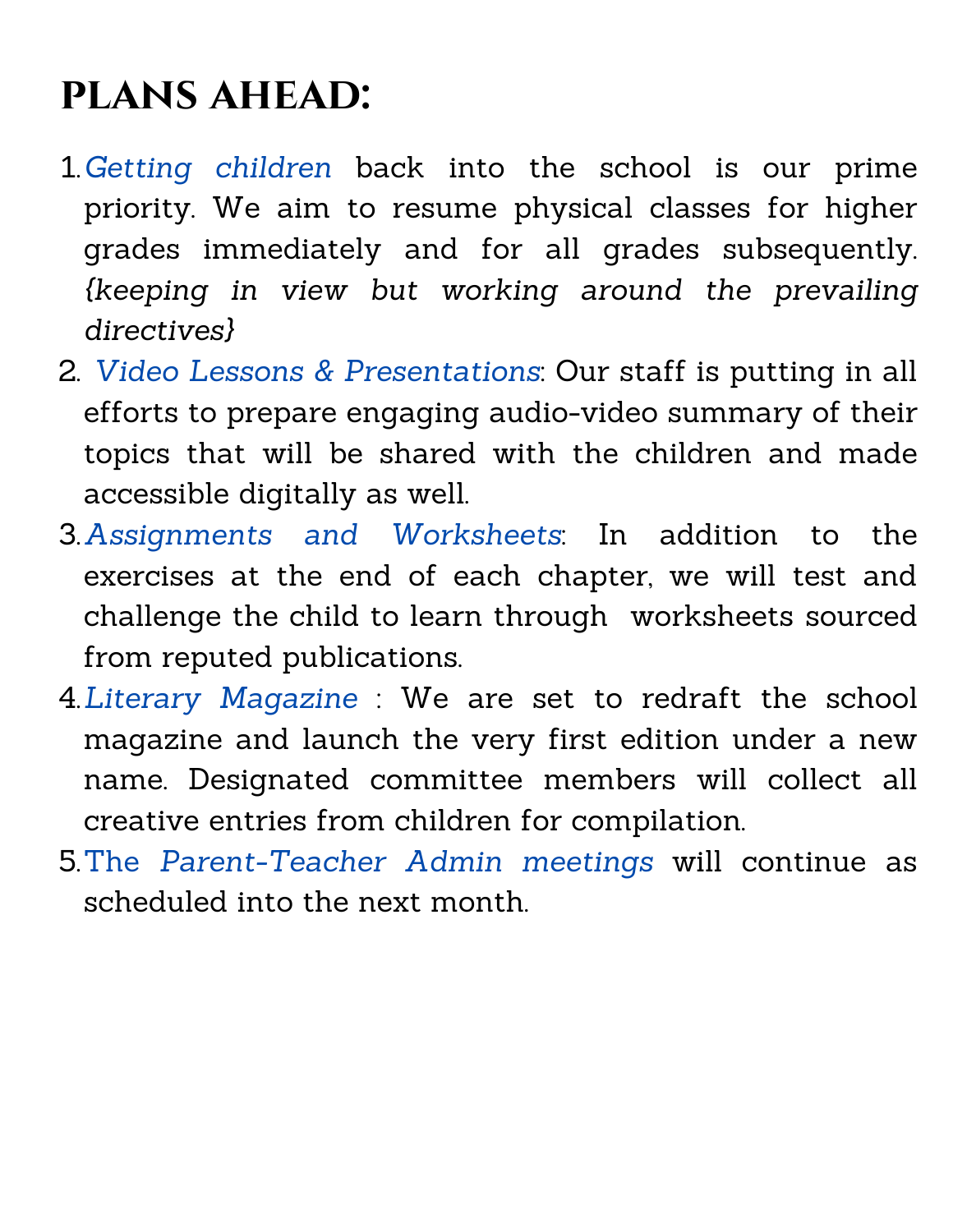## PLANS AHEAD:

1. *Getting children* back into the school is our prime priority. We aim to resume physical classes for higher grades immediately and for all grades subsequently. *{keeping in view but working around the prevailing directives}*
2. *Video Lessons & Presentations*: Our staff is putting in all efforts to prepare engaging audio-video summary of their topics that will be shared with the children and made accessible digitally as well.
3. *Assignments and Worksheets*: In addition to the exercises at the end of each chapter, we will test and challenge the child to learn through worksheets sourced from reputed publications.
4. *Literary Magazine* : We are set to redraft the school magazine and launch the very first edition under a new name. Designated committee members will collect all creative entries from children for compilation.
5. The *Parent-Teacher Admin meetings* will continue as scheduled into the next month.